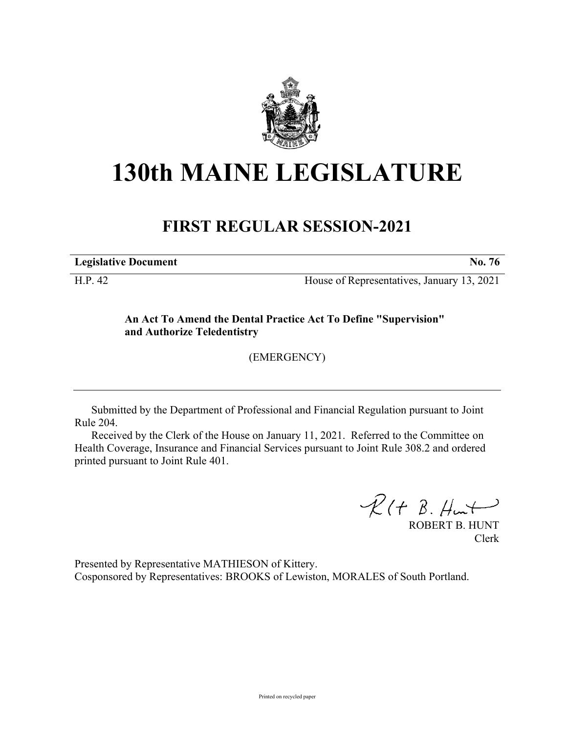# 130th MAINE LEGISLATURE

## FIRST REGULAR SESSION-2021

**Legislative Document** **No. 76**

H.P. 42 House of Representatives, January 13, 2021

**An Act To Amend the Dental Practice Act To Define "Supervision" and Authorize Teledentistry**

(EMERGENCY)

---

Submitted by the Department of Professional and Financial Regulation pursuant to Joint Rule 204.

Received by the Clerk of the House on January 11, 2021. Referred to the Committee on Health Coverage, Insurance and Financial Services pursuant to Joint Rule 308.2 and ordered printed pursuant to Joint Rule 401.

ROBERT B. HUNT
Clerk

Presented by Representative MATHIESON of Kittery.
Cosponsored by Representatives: BROOKS of Lewiston, MORALES of South Portland.

Printed on recycled paper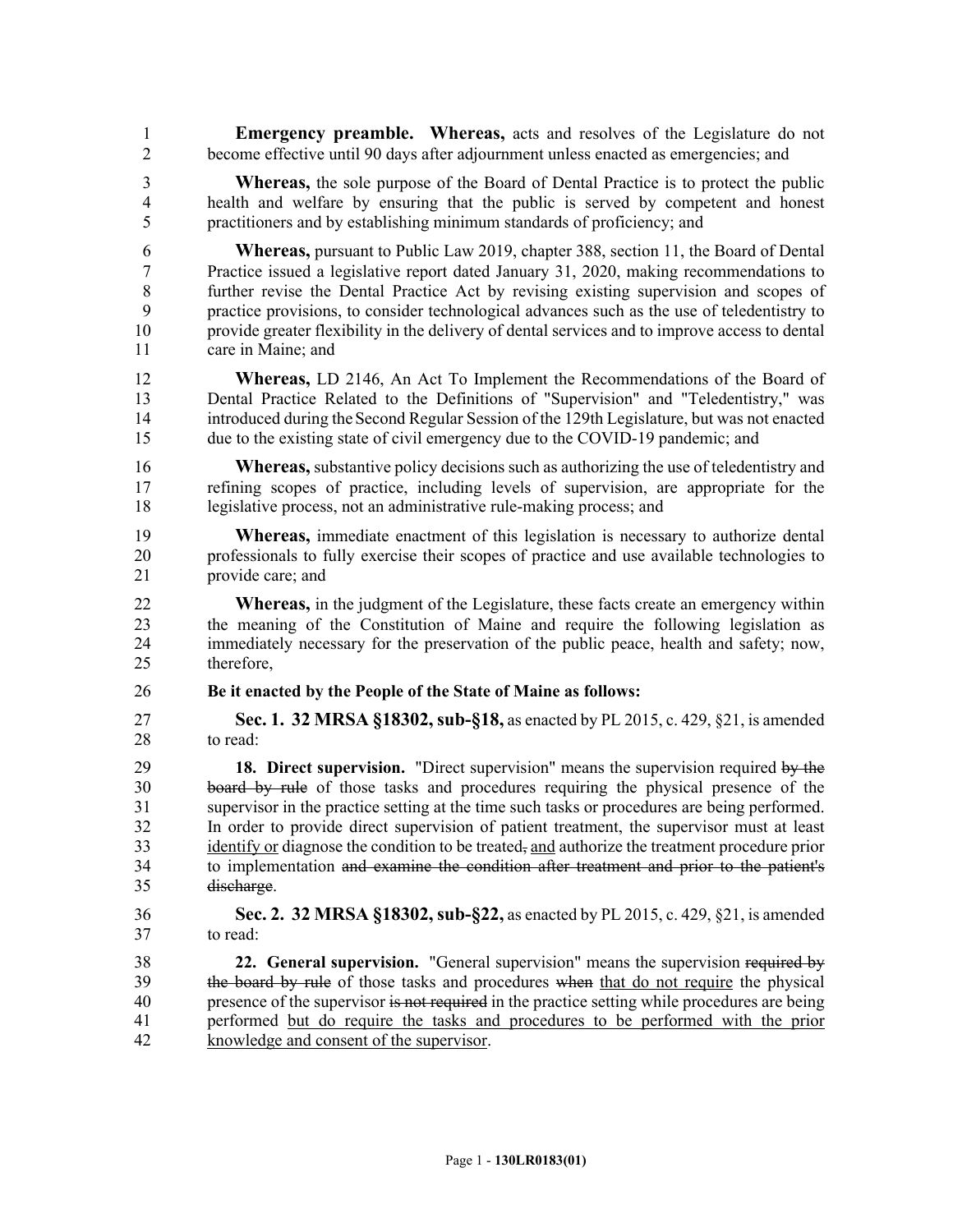**Emergency preamble. Whereas,** acts and resolves of the Legislature do not become effective until 90 days after adjournment unless enacted as emergencies; and

**Whereas,** the sole purpose of the Board of Dental Practice is to protect the public health and welfare by ensuring that the public is served by competent and honest practitioners and by establishing minimum standards of proficiency; and

**Whereas,** pursuant to Public Law 2019, chapter 388, section 11, the Board of Dental Practice issued a legislative report dated January 31, 2020, making recommendations to further revise the Dental Practice Act by revising existing supervision and scopes of practice provisions, to consider technological advances such as the use of teledentistry to provide greater flexibility in the delivery of dental services and to improve access to dental care in Maine; and

**Whereas,** LD 2146, An Act To Implement the Recommendations of the Board of Dental Practice Related to the Definitions of "Supervision" and "Teledentistry," was introduced during the Second Regular Session of the 129th Legislature, but was not enacted due to the existing state of civil emergency due to the COVID-19 pandemic; and

**Whereas,** substantive policy decisions such as authorizing the use of teledentistry and refining scopes of practice, including levels of supervision, are appropriate for the legislative process, not an administrative rule-making process; and

**Whereas,** immediate enactment of this legislation is necessary to authorize dental professionals to fully exercise their scopes of practice and use available technologies to provide care; and

**Whereas,** in the judgment of the Legislature, these facts create an emergency within the meaning of the Constitution of Maine and require the following legislation as immediately necessary for the preservation of the public peace, health and safety; now, therefore,

**Be it enacted by the People of the State of Maine as follows:**

**Sec. 1. 32 MRSA §18302, sub-§18,** as enacted by PL 2015, c. 429, §21, is amended to read:

**18. Direct supervision.** "Direct supervision" means the supervision required ~~by the board by rule~~ of those tasks and procedures requiring the physical presence of the supervisor in the practice setting at the time such tasks or procedures are being performed. In order to provide direct supervision of patient treatment, the supervisor must at least <u>identify or</u> diagnose the condition to be treated~~,~~ <u>and</u> authorize the treatment procedure prior to implementation ~~and examine the condition after treatment and prior to the patient's discharge~~.

**Sec. 2. 32 MRSA §18302, sub-§22,** as enacted by PL 2015, c. 429, §21, is amended to read:

**22. General supervision.** "General supervision" means the supervision ~~required by the board by rule~~ of those tasks and procedures ~~when~~ <u>that do not require</u> the physical presence of the supervisor ~~is not required~~ in the practice setting while procedures are being performed <u>but do require the tasks and procedures to be performed with the prior knowledge and consent of the supervisor</u>.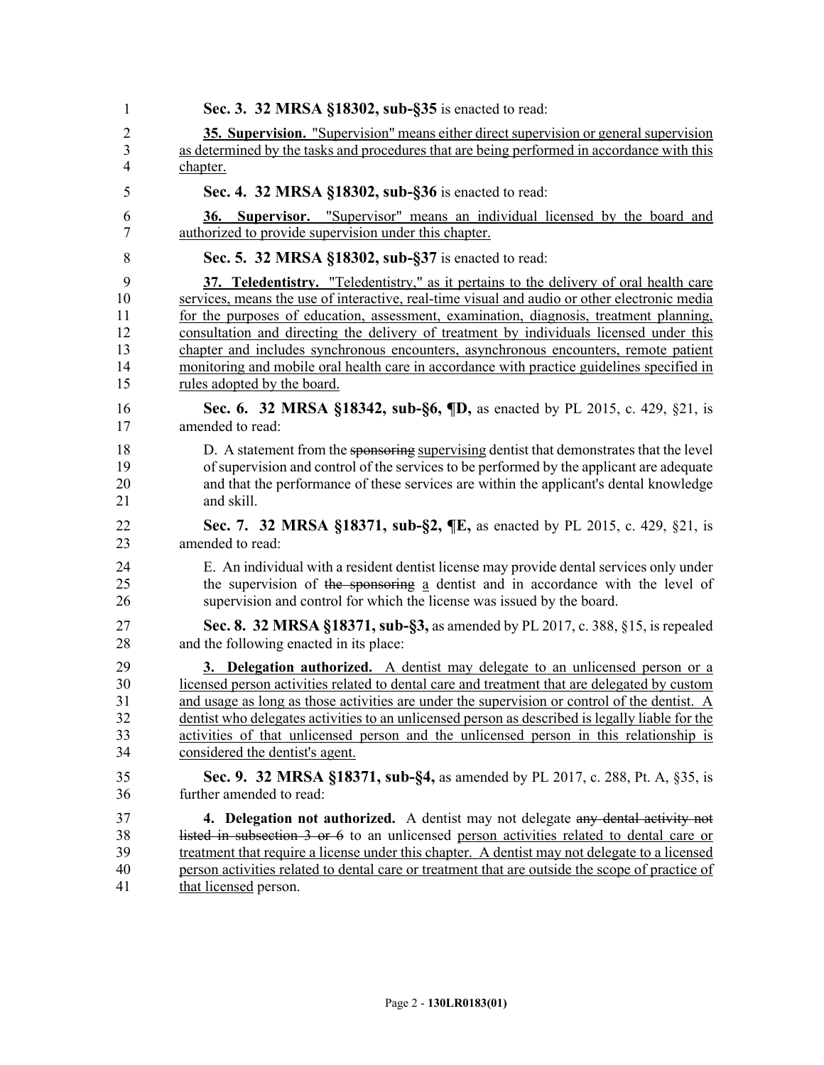**Sec. 3. 32 MRSA §18302, sub-§35** is enacted to read:

**35. Supervision.** "Supervision" means either direct supervision or general supervision as determined by the tasks and procedures that are being performed in accordance with this chapter.

**Sec. 4. 32 MRSA §18302, sub-§36** is enacted to read:

**36. Supervisor.** "Supervisor" means an individual licensed by the board and authorized to provide supervision under this chapter.

**Sec. 5. 32 MRSA §18302, sub-§37** is enacted to read:

**37. Teledentistry.** "Teledentistry," as it pertains to the delivery of oral health care services, means the use of interactive, real-time visual and audio or other electronic media for the purposes of education, assessment, examination, diagnosis, treatment planning, consultation and directing the delivery of treatment by individuals licensed under this chapter and includes synchronous encounters, asynchronous encounters, remote patient monitoring and mobile oral health care in accordance with practice guidelines specified in rules adopted by the board.

**Sec. 6. 32 MRSA §18342, sub-§6, ¶D,** as enacted by PL 2015, c. 429, §21, is amended to read:

D. A statement from the ~~sponsoring~~ supervising dentist that demonstrates that the level of supervision and control of the services to be performed by the applicant are adequate and that the performance of these services are within the applicant's dental knowledge and skill.

**Sec. 7. 32 MRSA §18371, sub-§2, ¶E,** as enacted by PL 2015, c. 429, §21, is amended to read:

E. An individual with a resident dentist license may provide dental services only under the supervision of ~~the sponsoring~~ a dentist and in accordance with the level of supervision and control for which the license was issued by the board.

**Sec. 8. 32 MRSA §18371, sub-§3,** as amended by PL 2017, c. 388, §15, is repealed and the following enacted in its place:

**3. Delegation authorized.** A dentist may delegate to an unlicensed person or a licensed person activities related to dental care and treatment that are delegated by custom and usage as long as those activities are under the supervision or control of the dentist. A dentist who delegates activities to an unlicensed person as described is legally liable for the activities of that unlicensed person and the unlicensed person in this relationship is considered the dentist's agent.

**Sec. 9. 32 MRSA §18371, sub-§4,** as amended by PL 2017, c. 288, Pt. A, §35, is further amended to read:

**4. Delegation not authorized.** A dentist may not delegate ~~any dental activity not listed in subsection 3 or 6~~ to an unlicensed person activities related to dental care or treatment that require a license under this chapter. A dentist may not delegate to a licensed person activities related to dental care or treatment that are outside the scope of practice of that licensed person.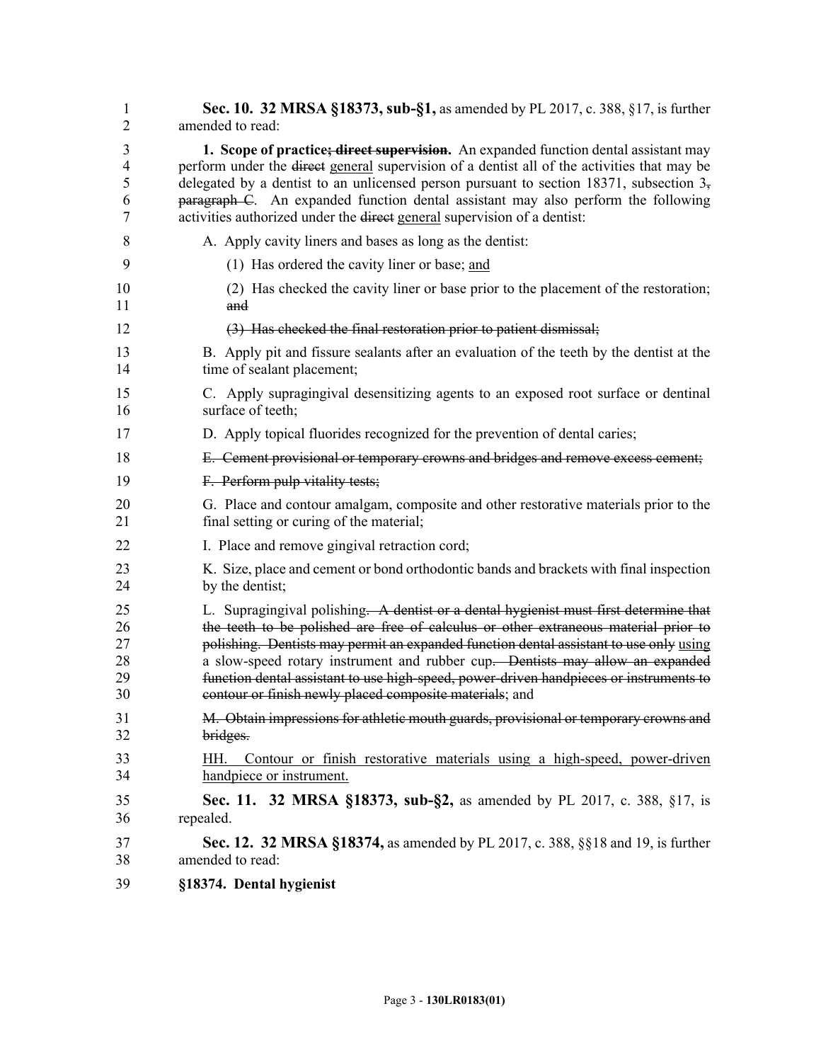**Sec. 10. 32 MRSA §18373, sub-§1,** as amended by PL 2017, c. 388, §17, is further amended to read:

**1. Scope of practice~~; direct supervision~~.** An expanded function dental assistant may perform under the ~~direct~~ <u>general</u> supervision of a dentist all of the activities that may be delegated by a dentist to an unlicensed person pursuant to section 18371, subsection 3~~, paragraph C~~. An expanded function dental assistant may also perform the following activities authorized under the ~~direct~~ <u>general</u> supervision of a dentist:

A. Apply cavity liners and bases as long as the dentist:

(1) Has ordered the cavity liner or base; <u>and</u>

(2) Has checked the cavity liner or base prior to the placement of the restoration; ~~and~~

~~(3) Has checked the final restoration prior to patient dismissal;~~

B. Apply pit and fissure sealants after an evaluation of the teeth by the dentist at the time of sealant placement;

C. Apply supragingival desensitizing agents to an exposed root surface or dentinal surface of teeth;

D. Apply topical fluorides recognized for the prevention of dental caries;

~~E. Cement provisional or temporary crowns and bridges and remove excess cement;~~

~~F. Perform pulp vitality tests;~~

G. Place and contour amalgam, composite and other restorative materials prior to the final setting or curing of the material;

I. Place and remove gingival retraction cord;

K. Size, place and cement or bond orthodontic bands and brackets with final inspection by the dentist;

L. Supragingival polishing~~. A dentist or a dental hygienist must first determine that the teeth to be polished are free of calculus or other extraneous material prior to polishing. Dentists may permit an expanded function dental assistant to use only~~ <u>using</u> a slow-speed rotary instrument and rubber cup~~. Dentists may allow an expanded function dental assistant to use high-speed, power-driven handpieces or instruments to contour or finish newly placed composite materials~~; and

~~M. Obtain impressions for athletic mouth guards, provisional or temporary crowns and bridges.~~

<u>HH. Contour or finish restorative materials using a high-speed, power-driven handpiece or instrument.</u>

**Sec. 11. 32 MRSA §18373, sub-§2,** as amended by PL 2017, c. 388, §17, is repealed.

**Sec. 12. 32 MRSA §18374,** as amended by PL 2017, c. 388, §§18 and 19, is further amended to read:

**§18374. Dental hygienist**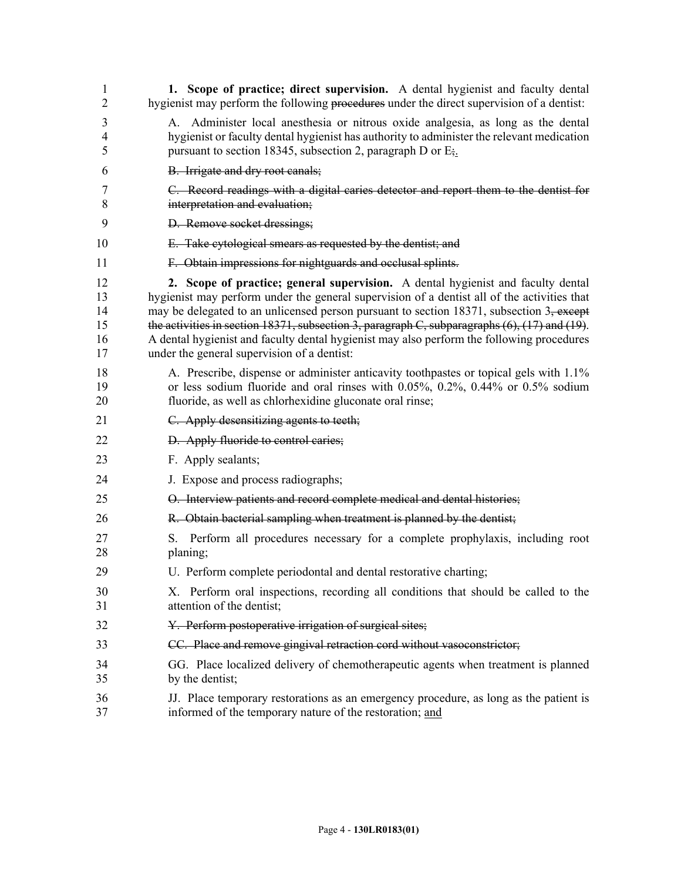**1. Scope of practice; direct supervision.** A dental hygienist and faculty dental hygienist may perform the following ~~procedures~~ under the direct supervision of a dentist:

A. Administer local anesthesia or nitrous oxide analgesia, as long as the dental hygienist or faculty dental hygienist has authority to administer the relevant medication pursuant to section 18345, subsection 2, paragraph D or E~~;~~.

~~B. Irrigate and dry root canals;~~

~~C. Record readings with a digital caries detector and report them to the dentist for interpretation and evaluation;~~

~~D. Remove socket dressings;~~

~~E. Take cytological smears as requested by the dentist; and~~

~~F. Obtain impressions for nightguards and occlusal splints.~~

**2. Scope of practice; general supervision.** A dental hygienist and faculty dental hygienist may perform under the general supervision of a dentist all of the activities that may be delegated to an unlicensed person pursuant to section 18371, subsection 3~~, except the activities in section 18371, subsection 3, paragraph C, subparagraphs (6), (17) and (19)~~. A dental hygienist and faculty dental hygienist may also perform the following procedures under the general supervision of a dentist:

A. Prescribe, dispense or administer anticavity toothpastes or topical gels with 1.1% or less sodium fluoride and oral rinses with 0.05%, 0.2%, 0.44% or 0.5% sodium fluoride, as well as chlorhexidine gluconate oral rinse;

~~C. Apply desensitizing agents to teeth;~~

~~D. Apply fluoride to control caries;~~

F. Apply sealants;

J. Expose and process radiographs;

~~O. Interview patients and record complete medical and dental histories;~~

~~R. Obtain bacterial sampling when treatment is planned by the dentist;~~

S. Perform all procedures necessary for a complete prophylaxis, including root planing;

U. Perform complete periodontal and dental restorative charting;

X. Perform oral inspections, recording all conditions that should be called to the attention of the dentist;

~~Y. Perform postoperative irrigation of surgical sites;~~

~~CC. Place and remove gingival retraction cord without vasoconstrictor;~~

GG. Place localized delivery of chemotherapeutic agents when treatment is planned by the dentist;

JJ. Place temporary restorations as an emergency procedure, as long as the patient is informed of the temporary nature of the restoration; <u>and</u>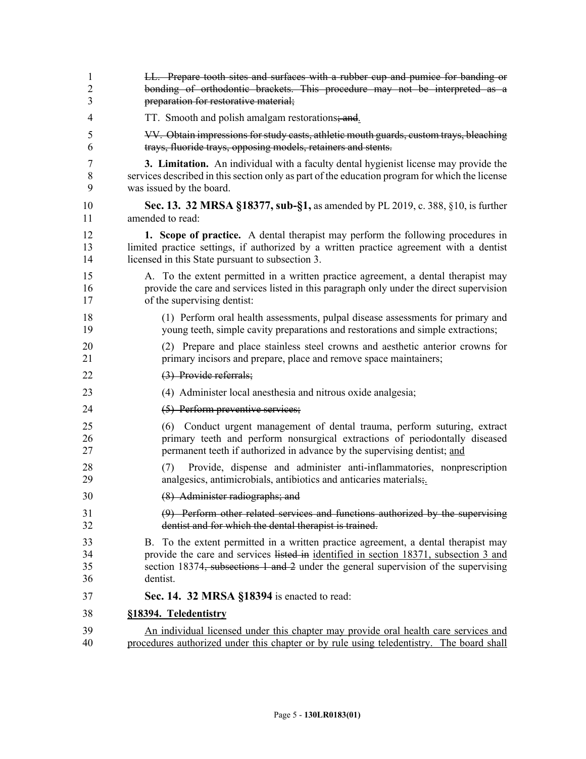~~LL. Prepare tooth sites and surfaces with a rubber cup and pumice for banding or bonding of orthodontic brackets. This procedure may not be interpreted as a preparation for restorative material;~~

TT. Smooth and polish amalgam restorations~~; and~~.

~~VV. Obtain impressions for study casts, athletic mouth guards, custom trays, bleaching trays, fluoride trays, opposing models, retainers and stents.~~

**3. Limitation.** An individual with a faculty dental hygienist license may provide the services described in this section only as part of the education program for which the license was issued by the board.

**Sec. 13. 32 MRSA §18377, sub-§1,** as amended by PL 2019, c. 388, §10, is further amended to read:

**1. Scope of practice.** A dental therapist may perform the following procedures in limited practice settings, if authorized by a written practice agreement with a dentist licensed in this State pursuant to subsection 3.

A. To the extent permitted in a written practice agreement, a dental therapist may provide the care and services listed in this paragraph only under the direct supervision of the supervising dentist:

(1) Perform oral health assessments, pulpal disease assessments for primary and young teeth, simple cavity preparations and restorations and simple extractions;

(2) Prepare and place stainless steel crowns and aesthetic anterior crowns for primary incisors and prepare, place and remove space maintainers;

~~(3) Provide referrals;~~

(4) Administer local anesthesia and nitrous oxide analgesia;

~~(5) Perform preventive services;~~

(6) Conduct urgent management of dental trauma, perform suturing, extract primary teeth and perform nonsurgical extractions of periodontally diseased permanent teeth if authorized in advance by the supervising dentist; <u>and</u>

(7) Provide, dispense and administer anti-inflammatories, nonprescription analgesics, antimicrobials, antibiotics and anticaries materials~~;~~.

~~(8) Administer radiographs; and~~

~~(9) Perform other related services and functions authorized by the supervising dentist and for which the dental therapist is trained.~~

B. To the extent permitted in a written practice agreement, a dental therapist may provide the care and services ~~listed in~~ <u>identified in section 18371, subsection 3 and</u> section 18374~~, subsections 1 and 2~~ under the general supervision of the supervising dentist.

**Sec. 14. 32 MRSA §18394** is enacted to read:

**<u>§18394. Teledentistry</u>**

<u>An individual licensed under this chapter may provide oral health care services and procedures authorized under this chapter or by rule using teledentistry. The board shall</u>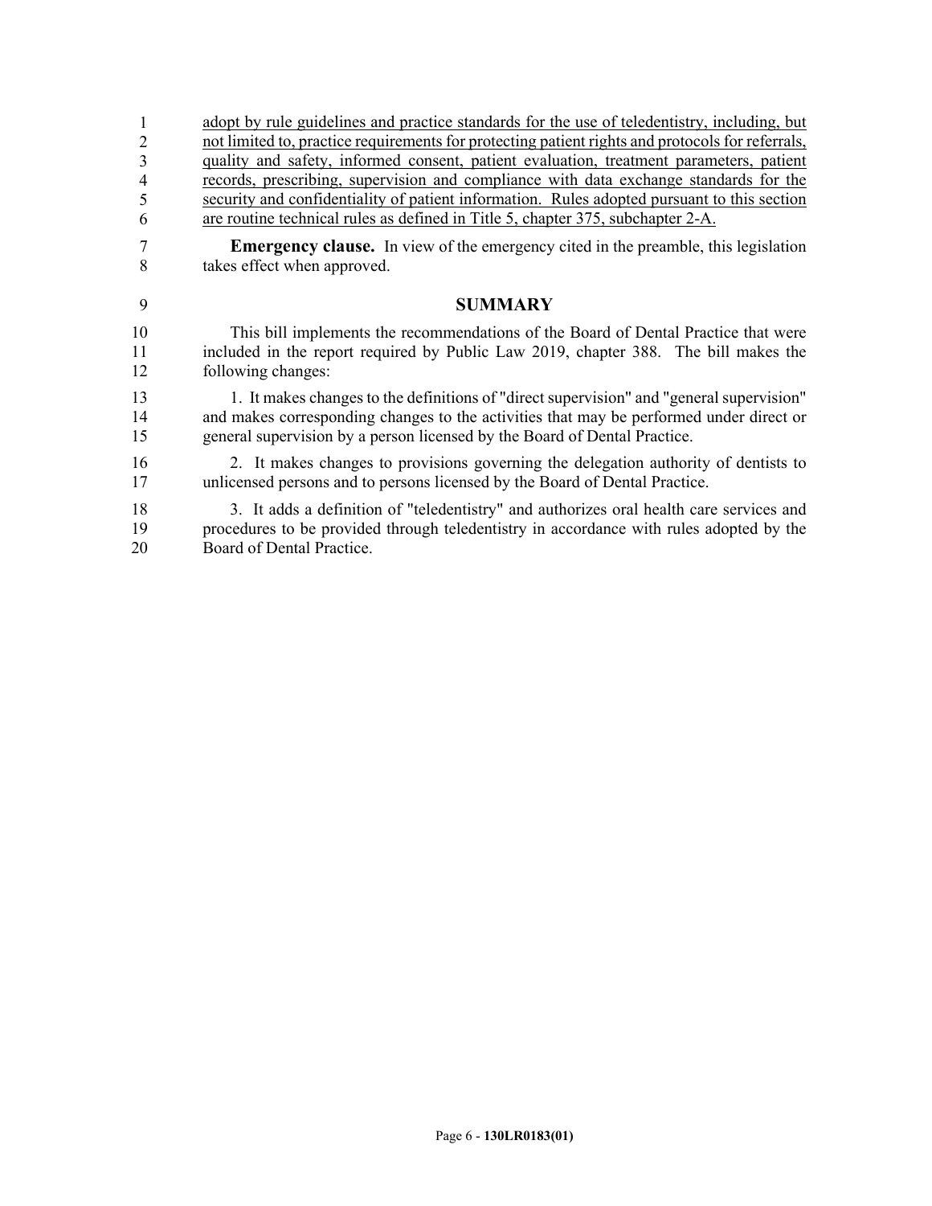adopt by rule guidelines and practice standards for the use of teledentistry, including, but not limited to, practice requirements for protecting patient rights and protocols for referrals, quality and safety, informed consent, patient evaluation, treatment parameters, patient records, prescribing, supervision and compliance with data exchange standards for the security and confidentiality of patient information. Rules adopted pursuant to this section are routine technical rules as defined in Title 5, chapter 375, subchapter 2-A.

**Emergency clause.** In view of the emergency cited in the preamble, this legislation takes effect when approved.

## SUMMARY

This bill implements the recommendations of the Board of Dental Practice that were included in the report required by Public Law 2019, chapter 388. The bill makes the following changes:

1. It makes changes to the definitions of "direct supervision" and "general supervision" and makes corresponding changes to the activities that may be performed under direct or general supervision by a person licensed by the Board of Dental Practice.

2. It makes changes to provisions governing the delegation authority of dentists to unlicensed persons and to persons licensed by the Board of Dental Practice.

3. It adds a definition of "teledentistry" and authorizes oral health care services and procedures to be provided through teledentistry in accordance with rules adopted by the Board of Dental Practice.